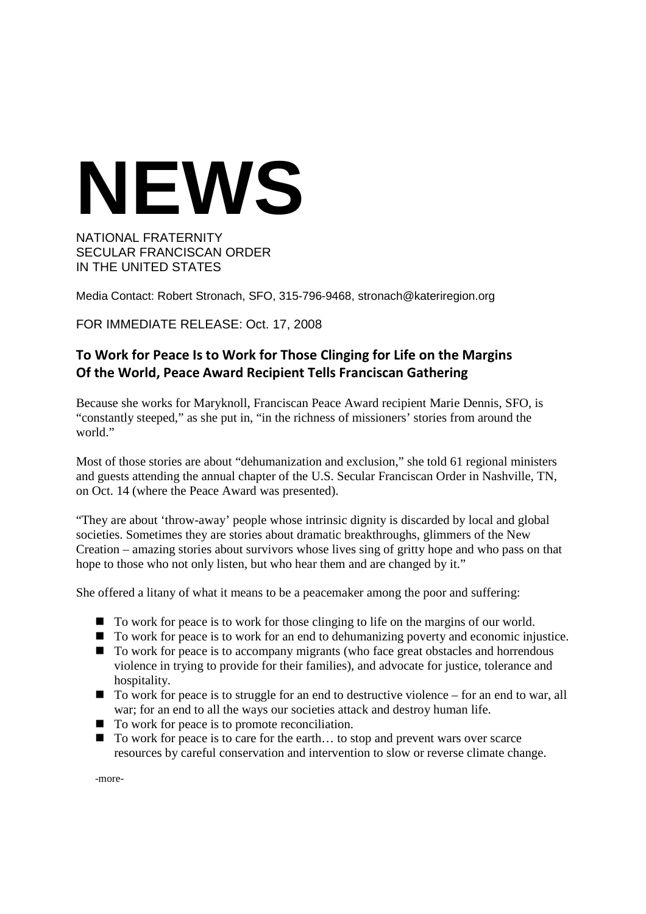# NEWS

NATIONAL FRATERNITY
SECULAR FRANCISCAN ORDER
IN THE UNITED STATES

Media Contact: Robert Stronach, SFO, 315-796-9468, stronach@kateriregion.org

FOR IMMEDIATE RELEASE: Oct. 17, 2008

## To Work for Peace Is to Work for Those Clinging for Life on the Margins Of the World, Peace Award Recipient Tells Franciscan Gathering

Because she works for Maryknoll, Franciscan Peace Award recipient Marie Dennis, SFO, is "constantly steeped," as she put in, "in the richness of missioners' stories from around the world."

Most of those stories are about "dehumanization and exclusion," she told 61 regional ministers and guests attending the annual chapter of the U.S. Secular Franciscan Order in Nashville, TN, on Oct. 14 (where the Peace Award was presented).

"They are about 'throw-away' people whose intrinsic dignity is discarded by local and global societies. Sometimes they are stories about dramatic breakthroughs, glimmers of the New Creation – amazing stories about survivors whose lives sing of gritty hope and who pass on that hope to those who not only listen, but who hear them and are changed by it."

She offered a litany of what it means to be a peacemaker among the poor and suffering:

- To work for peace is to work for those clinging to life on the margins of our world.
- To work for peace is to work for an end to dehumanizing poverty and economic injustice.
- To work for peace is to accompany migrants (who face great obstacles and horrendous violence in trying to provide for their families), and advocate for justice, tolerance and hospitality.
- To work for peace is to struggle for an end to destructive violence – for an end to war, all war; for an end to all the ways our societies attack and destroy human life.
- To work for peace is to promote reconciliation.
- To work for peace is to care for the earth… to stop and prevent wars over scarce resources by careful conservation and intervention to slow or reverse climate change.

-more-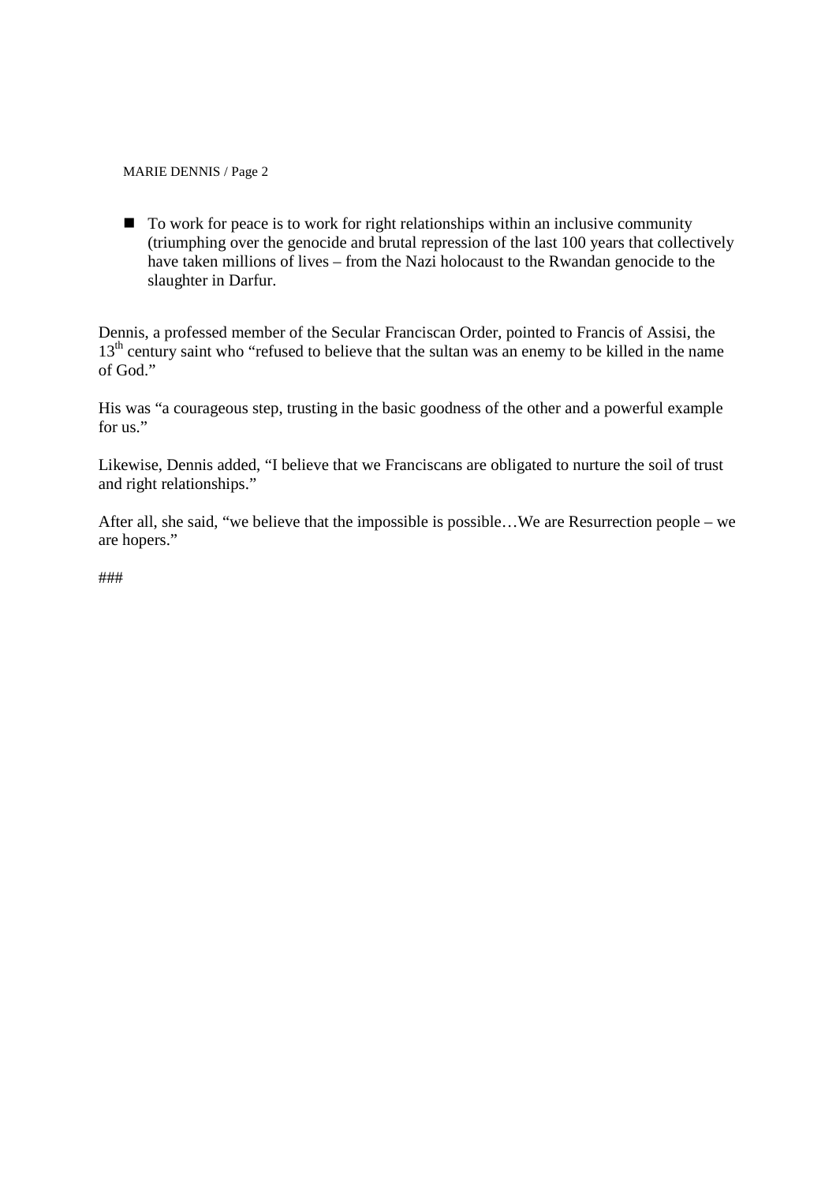- To work for peace is to work for right relationships within an inclusive community (triumphing over the genocide and brutal repression of the last 100 years that collectively have taken millions of lives – from the Nazi holocaust to the Rwandan genocide to the slaughter in Darfur.

Dennis, a professed member of the Secular Franciscan Order, pointed to Francis of Assisi, the 13th century saint who "refused to believe that the sultan was an enemy to be killed in the name of God."

His was "a courageous step, trusting in the basic goodness of the other and a powerful example for us."

Likewise, Dennis added, "I believe that we Franciscans are obligated to nurture the soil of trust and right relationships."

After all, she said, "we believe that the impossible is possible…We are Resurrection people – we are hopers."

###